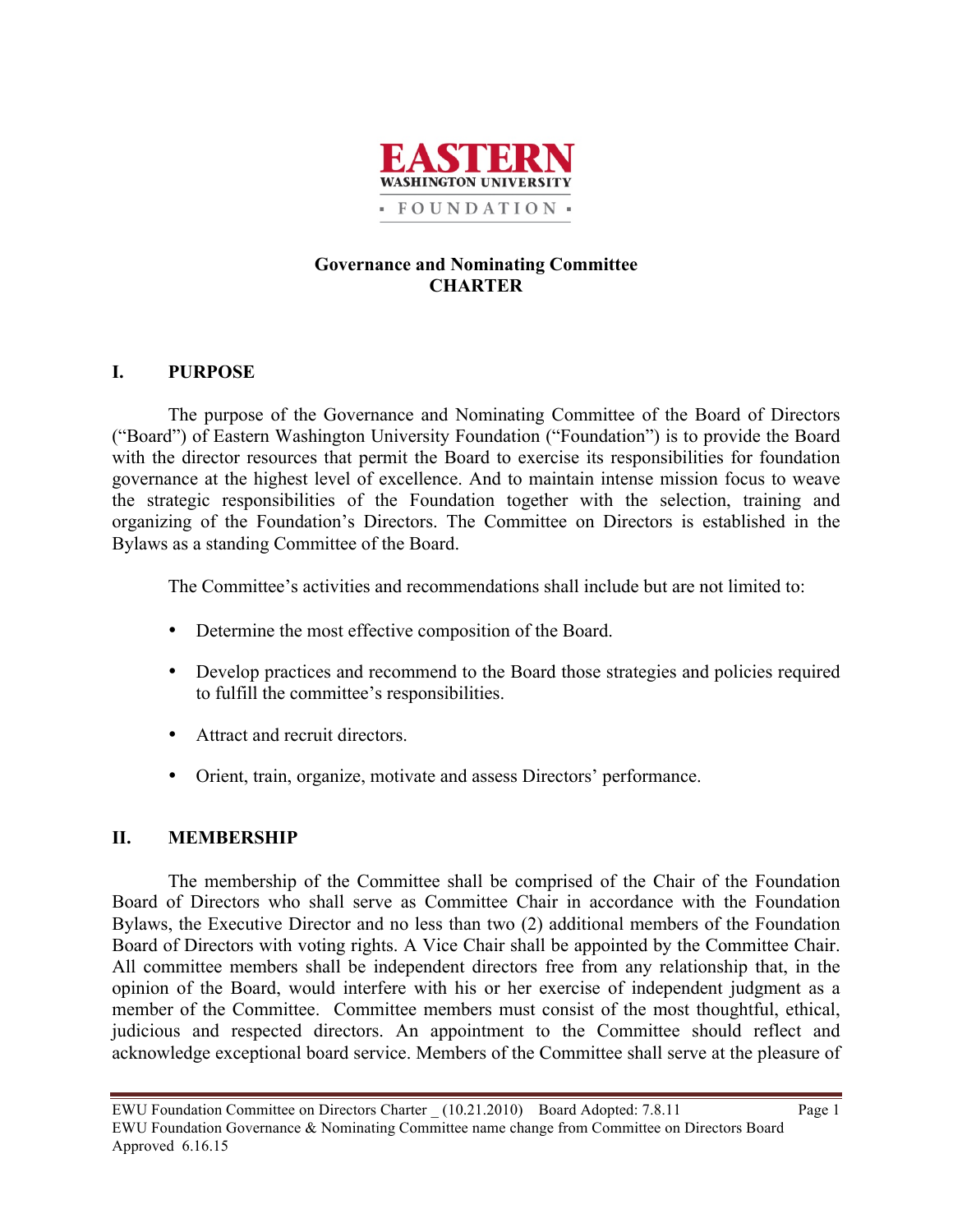EASTERN
WASHINGTON UNIVERSITY
FOUNDATION

# Governance and Nominating Committee
# CHARTER

## I. PURPOSE

The purpose of the Governance and Nominating Committee of the Board of Directors ("Board") of Eastern Washington University Foundation ("Foundation") is to provide the Board with the director resources that permit the Board to exercise its responsibilities for foundation governance at the highest level of excellence. And to maintain intense mission focus to weave the strategic responsibilities of the Foundation together with the selection, training and organizing of the Foundation's Directors. The Committee on Directors is established in the Bylaws as a standing Committee of the Board.

The Committee's activities and recommendations shall include but are not limited to:

- Determine the most effective composition of the Board.
- Develop practices and recommend to the Board those strategies and policies required to fulfill the committee's responsibilities.
- Attract and recruit directors.
- Orient, train, organize, motivate and assess Directors' performance.

## II. MEMBERSHIP

The membership of the Committee shall be comprised of the Chair of the Foundation Board of Directors who shall serve as Committee Chair in accordance with the Foundation Bylaws, the Executive Director and no less than two (2) additional members of the Foundation Board of Directors with voting rights. A Vice Chair shall be appointed by the Committee Chair. All committee members shall be independent directors free from any relationship that, in the opinion of the Board, would interfere with his or her exercise of independent judgment as a member of the Committee. Committee members must consist of the most thoughtful, ethical, judicious and respected directors. An appointment to the Committee should reflect and acknowledge exceptional board service. Members of the Committee shall serve at the pleasure of

EWU Foundation Committee on Directors Charter _ (10.21.2010) Board Adopted: 7.8.11
EWU Foundation Governance & Nominating Committee name change from Committee on Directors Board Approved 6.16.15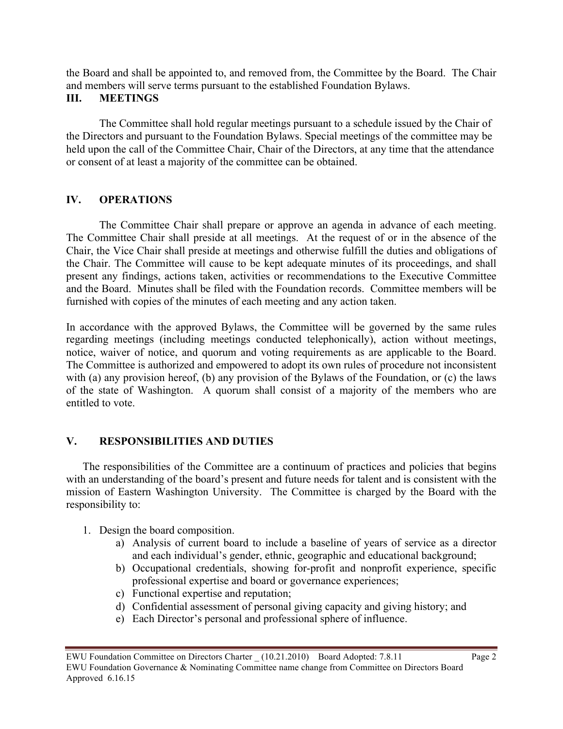the Board and shall be appointed to, and removed from, the Committee by the Board. The Chair and members will serve terms pursuant to the established Foundation Bylaws.

## III. MEETINGS

The Committee shall hold regular meetings pursuant to a schedule issued by the Chair of the Directors and pursuant to the Foundation Bylaws. Special meetings of the committee may be held upon the call of the Committee Chair, Chair of the Directors, at any time that the attendance or consent of at least a majority of the committee can be obtained.

## IV. OPERATIONS

The Committee Chair shall prepare or approve an agenda in advance of each meeting. The Committee Chair shall preside at all meetings. At the request of or in the absence of the Chair, the Vice Chair shall preside at meetings and otherwise fulfill the duties and obligations of the Chair. The Committee will cause to be kept adequate minutes of its proceedings, and shall present any findings, actions taken, activities or recommendations to the Executive Committee and the Board. Minutes shall be filed with the Foundation records. Committee members will be furnished with copies of the minutes of each meeting and any action taken.

In accordance with the approved Bylaws, the Committee will be governed by the same rules regarding meetings (including meetings conducted telephonically), action without meetings, notice, waiver of notice, and quorum and voting requirements as are applicable to the Board. The Committee is authorized and empowered to adopt its own rules of procedure not inconsistent with (a) any provision hereof, (b) any provision of the Bylaws of the Foundation, or (c) the laws of the state of Washington. A quorum shall consist of a majority of the members who are entitled to vote.

## V. RESPONSIBILITIES AND DUTIES

The responsibilities of the Committee are a continuum of practices and policies that begins with an understanding of the board's present and future needs for talent and is consistent with the mission of Eastern Washington University. The Committee is charged by the Board with the responsibility to:

1. Design the board composition.
   a) Analysis of current board to include a baseline of years of service as a director and each individual's gender, ethnic, geographic and educational background;
   b) Occupational credentials, showing for-profit and nonprofit experience, specific professional expertise and board or governance experiences;
   c) Functional expertise and reputation;
   d) Confidential assessment of personal giving capacity and giving history; and
   e) Each Director's personal and professional sphere of influence.

EWU Foundation Committee on Directors Charter _ (10.21.2010) Board Adopted: 7.8.11
EWU Foundation Governance & Nominating Committee name change from Committee on Directors Board Approved 6.16.15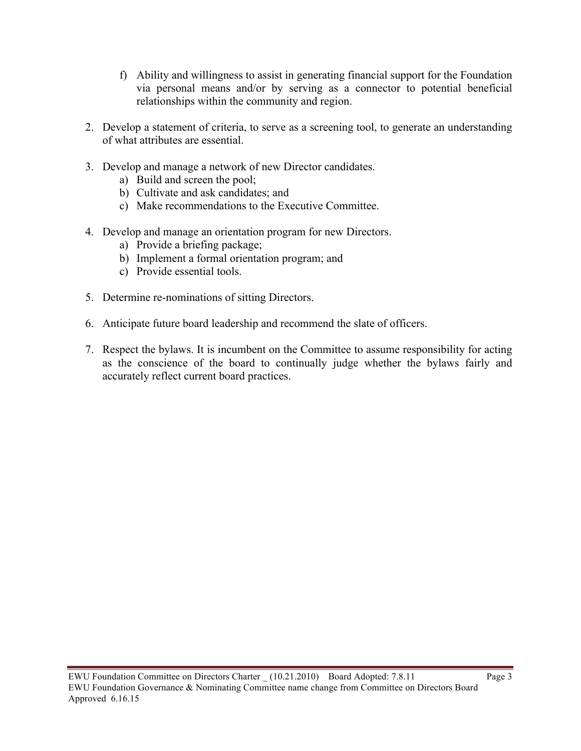f) Ability and willingness to assist in generating financial support for the Foundation via personal means and/or by serving as a connector to potential beneficial relationships within the community and region.

2. Develop a statement of criteria, to serve as a screening tool, to generate an understanding of what attributes are essential.

3. Develop and manage a network of new Director candidates.
   a) Build and screen the pool;
   b) Cultivate and ask candidates; and
   c) Make recommendations to the Executive Committee.

4. Develop and manage an orientation program for new Directors.
   a) Provide a briefing package;
   b) Implement a formal orientation program; and
   c) Provide essential tools.

5. Determine re-nominations of sitting Directors.

6. Anticipate future board leadership and recommend the slate of officers.

7. Respect the bylaws. It is incumbent on the Committee to assume responsibility for acting as the conscience of the board to continually judge whether the bylaws fairly and accurately reflect current board practices.